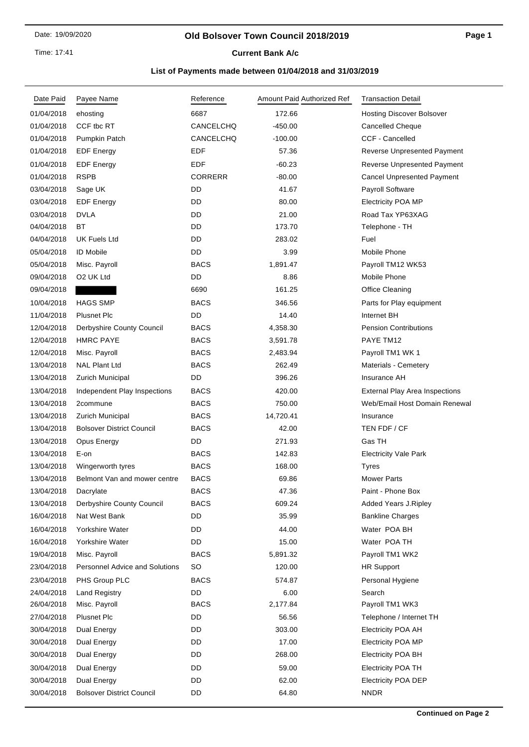# Old Bolsover Town Council 2018/2019

## Current Bank A/c

### List of Payments made between 01/04/2018 and 31/03/2019

| Date Paid | Payee Name | Reference | Amount Paid | Authorized Ref | Transaction Detail |
|---|---|---|---|---|---|
| 01/04/2018 | ehosting | 6687 | 172.66 | | Hosting Discover Bolsover |
| 01/04/2018 | CCF tbc RT | CANCELCHQ | -450.00 | | Cancelled Cheque |
| 01/04/2018 | Pumpkin Patch | CANCELCHQ | -100.00 | | CCF - Cancelled |
| 01/04/2018 | EDF Energy | EDF | 57.36 | | Reverse Unpresented Payment |
| 01/04/2018 | EDF Energy | EDF | -60.23 | | Reverse Unpresented Payment |
| 01/04/2018 | RSPB | CORRERR | -80.00 | | Cancel Unpresented Payment |
| 03/04/2018 | Sage UK | DD | 41.67 | | Payroll Software |
| 03/04/2018 | EDF Energy | DD | 80.00 | | Electricity POA MP |
| 03/04/2018 | DVLA | DD | 21.00 | | Road Tax YP63XAG |
| 04/04/2018 | BT | DD | 173.70 | | Telephone - TH |
| 04/04/2018 | UK Fuels Ltd | DD | 283.02 | | Fuel |
| 05/04/2018 | ID Mobile | DD | 3.99 | | Mobile Phone |
| 05/04/2018 | Misc. Payroll | BACS | 1,891.47 | | Payroll TM12 WK53 |
| 09/04/2018 | O2 UK Ltd | DD | 8.86 | | Mobile Phone |
| 09/04/2018 | | 6690 | 161.25 | | Office Cleaning |
| 10/04/2018 | HAGS SMP | BACS | 346.56 | | Parts for Play equipment |
| 11/04/2018 | Plusnet Plc | DD | 14.40 | | Internet BH |
| 12/04/2018 | Derbyshire County Council | BACS | 4,358.30 | | Pension Contributions |
| 12/04/2018 | HMRC PAYE | BACS | 3,591.78 | | PAYE TM12 |
| 12/04/2018 | Misc. Payroll | BACS | 2,483.94 | | Payroll TM1 WK 1 |
| 13/04/2018 | NAL Plant Ltd | BACS | 262.49 | | Materials - Cemetery |
| 13/04/2018 | Zurich Municipal | DD | 396.26 | | Insurance AH |
| 13/04/2018 | Independent Play Inspections | BACS | 420.00 | | External Play Area Inspections |
| 13/04/2018 | 2commune | BACS | 750.00 | | Web/Email Host Domain Renewal |
| 13/04/2018 | Zurich Municipal | BACS | 14,720.41 | | Insurance |
| 13/04/2018 | Bolsover District Council | BACS | 42.00 | | TEN FDF / CF |
| 13/04/2018 | Opus Energy | DD | 271.93 | | Gas TH |
| 13/04/2018 | E-on | BACS | 142.83 | | Electricity Vale Park |
| 13/04/2018 | Wingerworth tyres | BACS | 168.00 | | Tyres |
| 13/04/2018 | Belmont Van and mower centre | BACS | 69.86 | | Mower Parts |
| 13/04/2018 | Dacrylate | BACS | 47.36 | | Paint - Phone Box |
| 13/04/2018 | Derbyshire County Council | BACS | 609.24 | | Added Years J.Ripley |
| 16/04/2018 | Nat West Bank | DD | 35.99 | | Bankline Charges |
| 16/04/2018 | Yorkshire Water | DD | 44.00 | | Water POA BH |
| 16/04/2018 | Yorkshire Water | DD | 15.00 | | Water POA TH |
| 19/04/2018 | Misc. Payroll | BACS | 5,891.32 | | Payroll TM1 WK2 |
| 23/04/2018 | Personnel Advice and Solutions | SO | 120.00 | | HR Support |
| 23/04/2018 | PHS Group PLC | BACS | 574.87 | | Personal Hygiene |
| 24/04/2018 | Land Registry | DD | 6.00 | | Search |
| 26/04/2018 | Misc. Payroll | BACS | 2,177.84 | | Payroll TM1 WK3 |
| 27/04/2018 | Plusnet Plc | DD | 56.56 | | Telephone / Internet TH |
| 30/04/2018 | Dual Energy | DD | 303.00 | | Electricity POA AH |
| 30/04/2018 | Dual Energy | DD | 17.00 | | Electricity POA MP |
| 30/04/2018 | Dual Energy | DD | 268.00 | | Electricity POA BH |
| 30/04/2018 | Dual Energy | DD | 59.00 | | Electricity POA TH |
| 30/04/2018 | Dual Energy | DD | 62.00 | | Electricity POA DEP |
| 30/04/2018 | Bolsover District Council | DD | 64.80 | | NNDR |

**Continued on Page 2**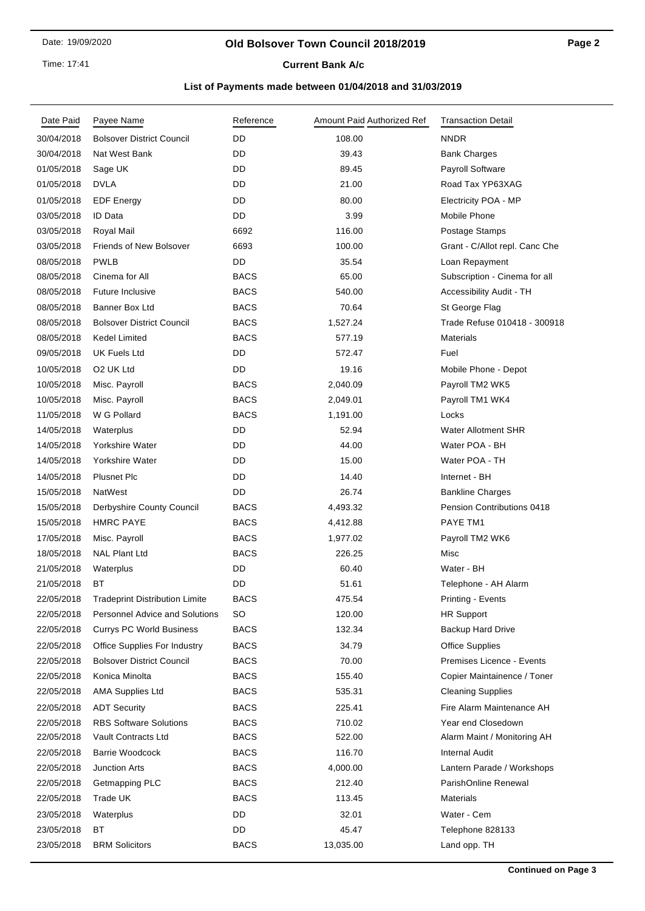# Old Bolsover Town Council 2018/2019

## Current Bank A/c

### List of Payments made between 01/04/2018 and 31/03/2019

| Date Paid | Payee Name | Reference | Amount Paid | Authorized Ref | Transaction Detail |
|---|---|---|---|---|---|
| 30/04/2018 | Bolsover District Council | DD | 108.00 | | NNDR |
| 30/04/2018 | Nat West Bank | DD | 39.43 | | Bank Charges |
| 01/05/2018 | Sage UK | DD | 89.45 | | Payroll Software |
| 01/05/2018 | DVLA | DD | 21.00 | | Road Tax YP63XAG |
| 01/05/2018 | EDF Energy | DD | 80.00 | | Electricity POA - MP |
| 03/05/2018 | ID Data | DD | 3.99 | | Mobile Phone |
| 03/05/2018 | Royal Mail | 6692 | 116.00 | | Postage Stamps |
| 03/05/2018 | Friends of New Bolsover | 6693 | 100.00 | | Grant - C/Allot repl. Canc Che |
| 08/05/2018 | PWLB | DD | 35.54 | | Loan Repayment |
| 08/05/2018 | Cinema for All | BACS | 65.00 | | Subscription - Cinema for all |
| 08/05/2018 | Future Inclusive | BACS | 540.00 | | Accessibility Audit - TH |
| 08/05/2018 | Banner Box Ltd | BACS | 70.64 | | St George Flag |
| 08/05/2018 | Bolsover District Council | BACS | 1,527.24 | | Trade Refuse 010418 - 300918 |
| 08/05/2018 | Kedel Limited | BACS | 577.19 | | Materials |
| 09/05/2018 | UK Fuels Ltd | DD | 572.47 | | Fuel |
| 10/05/2018 | O2 UK Ltd | DD | 19.16 | | Mobile Phone - Depot |
| 10/05/2018 | Misc. Payroll | BACS | 2,040.09 | | Payroll TM2 WK5 |
| 10/05/2018 | Misc. Payroll | BACS | 2,049.01 | | Payroll TM1 WK4 |
| 11/05/2018 | W G Pollard | BACS | 1,191.00 | | Locks |
| 14/05/2018 | Waterplus | DD | 52.94 | | Water Allotment SHR |
| 14/05/2018 | Yorkshire Water | DD | 44.00 | | Water POA - BH |
| 14/05/2018 | Yorkshire Water | DD | 15.00 | | Water POA - TH |
| 14/05/2018 | Plusnet Plc | DD | 14.40 | | Internet - BH |
| 15/05/2018 | NatWest | DD | 26.74 | | Bankline Charges |
| 15/05/2018 | Derbyshire County Council | BACS | 4,493.32 | | Pension Contributions 0418 |
| 15/05/2018 | HMRC PAYE | BACS | 4,412.88 | | PAYE TM1 |
| 17/05/2018 | Misc. Payroll | BACS | 1,977.02 | | Payroll TM2 WK6 |
| 18/05/2018 | NAL Plant Ltd | BACS | 226.25 | | Misc |
| 21/05/2018 | Waterplus | DD | 60.40 | | Water - BH |
| 21/05/2018 | BT | DD | 51.61 | | Telephone - AH Alarm |
| 22/05/2018 | Tradeprint Distribution Limite | BACS | 475.54 | | Printing - Events |
| 22/05/2018 | Personnel Advice and Solutions | SO | 120.00 | | HR Support |
| 22/05/2018 | Currys PC World Business | BACS | 132.34 | | Backup Hard Drive |
| 22/05/2018 | Office Supplies For Industry | BACS | 34.79 | | Office Supplies |
| 22/05/2018 | Bolsover District Council | BACS | 70.00 | | Premises Licence - Events |
| 22/05/2018 | Konica Minolta | BACS | 155.40 | | Copier Maintainence / Toner |
| 22/05/2018 | AMA Supplies Ltd | BACS | 535.31 | | Cleaning Supplies |
| 22/05/2018 | ADT Security | BACS | 225.41 | | Fire Alarm Maintenance AH |
| 22/05/2018 | RBS Software Solutions | BACS | 710.02 | | Year end Closedown |
| 22/05/2018 | Vault Contracts Ltd | BACS | 522.00 | | Alarm Maint / Monitoring AH |
| 22/05/2018 | Barrie Woodcock | BACS | 116.70 | | Internal Audit |
| 22/05/2018 | Junction Arts | BACS | 4,000.00 | | Lantern Parade / Workshops |
| 22/05/2018 | Getmapping PLC | BACS | 212.40 | | ParishOnline Renewal |
| 22/05/2018 | Trade UK | BACS | 113.45 | | Materials |
| 23/05/2018 | Waterplus | DD | 32.01 | | Water - Cem |
| 23/05/2018 | BT | DD | 45.47 | | Telephone 828133 |
| 23/05/2018 | BRM Solicitors | BACS | 13,035.00 | | Land opp. TH |

**Continued on Page 3**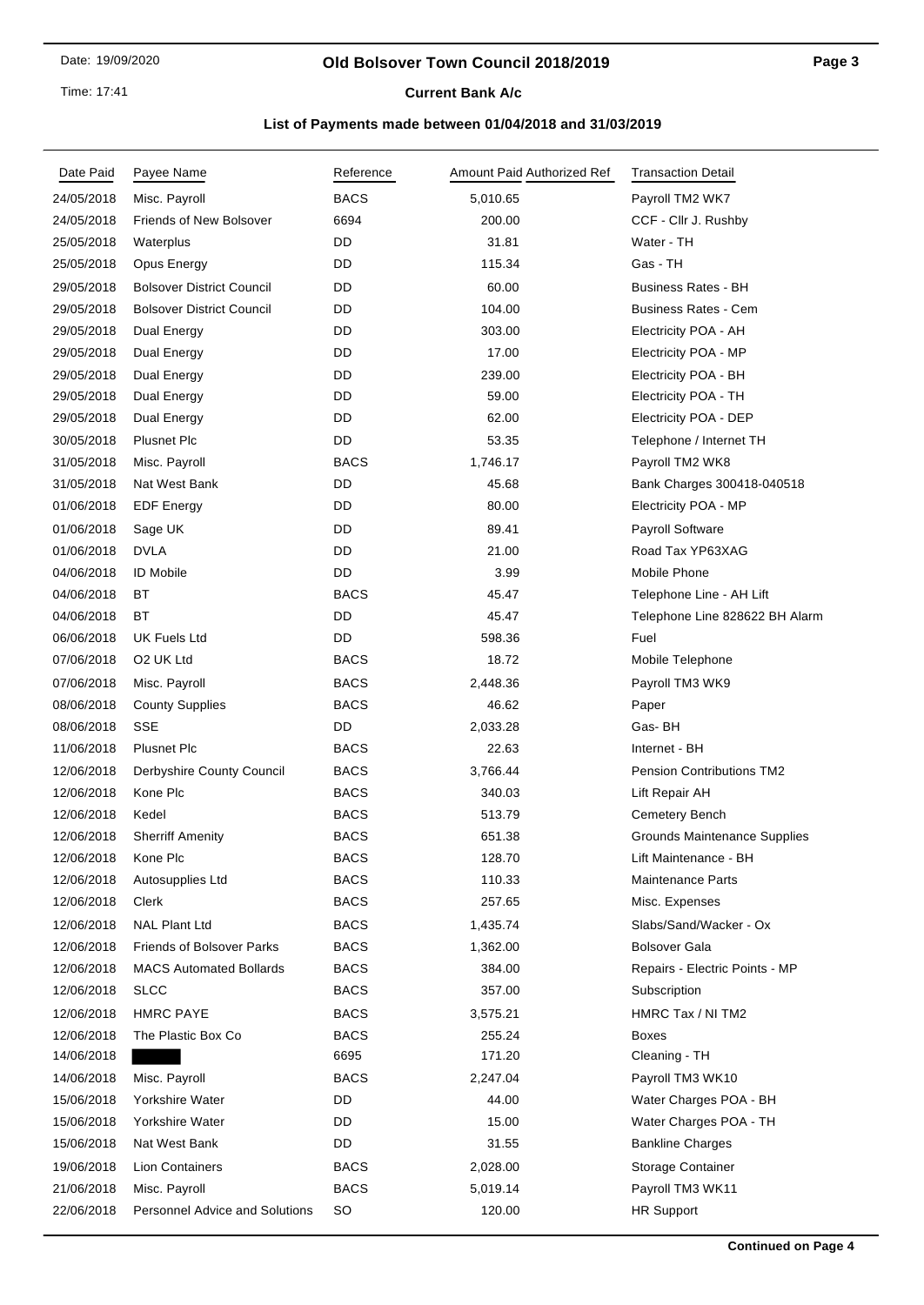# Old Bolsover Town Council 2018/2019

## Current Bank A/c

### List of Payments made between 01/04/2018 and 31/03/2019

| Date Paid | Payee Name | Reference | Amount Paid | Authorized Ref | Transaction Detail |
|---|---|---|---|---|---|
| 24/05/2018 | Misc. Payroll | BACS | 5,010.65 | | Payroll TM2 WK7 |
| 24/05/2018 | Friends of New Bolsover | 6694 | 200.00 | | CCF - Cllr J. Rushby |
| 25/05/2018 | Waterplus | DD | 31.81 | | Water - TH |
| 25/05/2018 | Opus Energy | DD | 115.34 | | Gas - TH |
| 29/05/2018 | Bolsover District Council | DD | 60.00 | | Business Rates - BH |
| 29/05/2018 | Bolsover District Council | DD | 104.00 | | Business Rates - Cem |
| 29/05/2018 | Dual Energy | DD | 303.00 | | Electricity POA - AH |
| 29/05/2018 | Dual Energy | DD | 17.00 | | Electricity POA - MP |
| 29/05/2018 | Dual Energy | DD | 239.00 | | Electricity POA - BH |
| 29/05/2018 | Dual Energy | DD | 59.00 | | Electricity POA - TH |
| 29/05/2018 | Dual Energy | DD | 62.00 | | Electricity POA - DEP |
| 30/05/2018 | Plusnet Plc | DD | 53.35 | | Telephone / Internet TH |
| 31/05/2018 | Misc. Payroll | BACS | 1,746.17 | | Payroll TM2 WK8 |
| 31/05/2018 | Nat West Bank | DD | 45.68 | | Bank Charges 300418-040518 |
| 01/06/2018 | EDF Energy | DD | 80.00 | | Electricity POA - MP |
| 01/06/2018 | Sage UK | DD | 89.41 | | Payroll Software |
| 01/06/2018 | DVLA | DD | 21.00 | | Road Tax YP63XAG |
| 04/06/2018 | ID Mobile | DD | 3.99 | | Mobile Phone |
| 04/06/2018 | BT | BACS | 45.47 | | Telephone Line - AH Lift |
| 04/06/2018 | BT | DD | 45.47 | | Telephone Line 828622 BH Alarm |
| 06/06/2018 | UK Fuels Ltd | DD | 598.36 | | Fuel |
| 07/06/2018 | O2 UK Ltd | BACS | 18.72 | | Mobile Telephone |
| 07/06/2018 | Misc. Payroll | BACS | 2,448.36 | | Payroll TM3 WK9 |
| 08/06/2018 | County Supplies | BACS | 46.62 | | Paper |
| 08/06/2018 | SSE | DD | 2,033.28 | | Gas- BH |
| 11/06/2018 | Plusnet Plc | BACS | 22.63 | | Internet - BH |
| 12/06/2018 | Derbyshire County Council | BACS | 3,766.44 | | Pension Contributions TM2 |
| 12/06/2018 | Kone Plc | BACS | 340.03 | | Lift Repair AH |
| 12/06/2018 | Kedel | BACS | 513.79 | | Cemetery Bench |
| 12/06/2018 | Sherriff Amenity | BACS | 651.38 | | Grounds Maintenance Supplies |
| 12/06/2018 | Kone Plc | BACS | 128.70 | | Lift Maintenance - BH |
| 12/06/2018 | Autosupplies Ltd | BACS | 110.33 | | Maintenance Parts |
| 12/06/2018 | Clerk | BACS | 257.65 | | Misc. Expenses |
| 12/06/2018 | NAL Plant Ltd | BACS | 1,435.74 | | Slabs/Sand/Wacker - Ox |
| 12/06/2018 | Friends of Bolsover Parks | BACS | 1,362.00 | | Bolsover Gala |
| 12/06/2018 | MACS Automated Bollards | BACS | 384.00 | | Repairs - Electric Points - MP |
| 12/06/2018 | SLCC | BACS | 357.00 | | Subscription |
| 12/06/2018 | HMRC PAYE | BACS | 3,575.21 | | HMRC Tax / NI TM2 |
| 12/06/2018 | The Plastic Box Co | BACS | 255.24 | | Boxes |
| 14/06/2018 | | 6695 | 171.20 | | Cleaning - TH |
| 14/06/2018 | Misc. Payroll | BACS | 2,247.04 | | Payroll TM3 WK10 |
| 15/06/2018 | Yorkshire Water | DD | 44.00 | | Water Charges POA - BH |
| 15/06/2018 | Yorkshire Water | DD | 15.00 | | Water Charges POA - TH |
| 15/06/2018 | Nat West Bank | DD | 31.55 | | Bankline Charges |
| 19/06/2018 | Lion Containers | BACS | 2,028.00 | | Storage Container |
| 21/06/2018 | Misc. Payroll | BACS | 5,019.14 | | Payroll TM3 WK11 |
| 22/06/2018 | Personnel Advice and Solutions | SO | 120.00 | | HR Support |

**Continued on Page 4**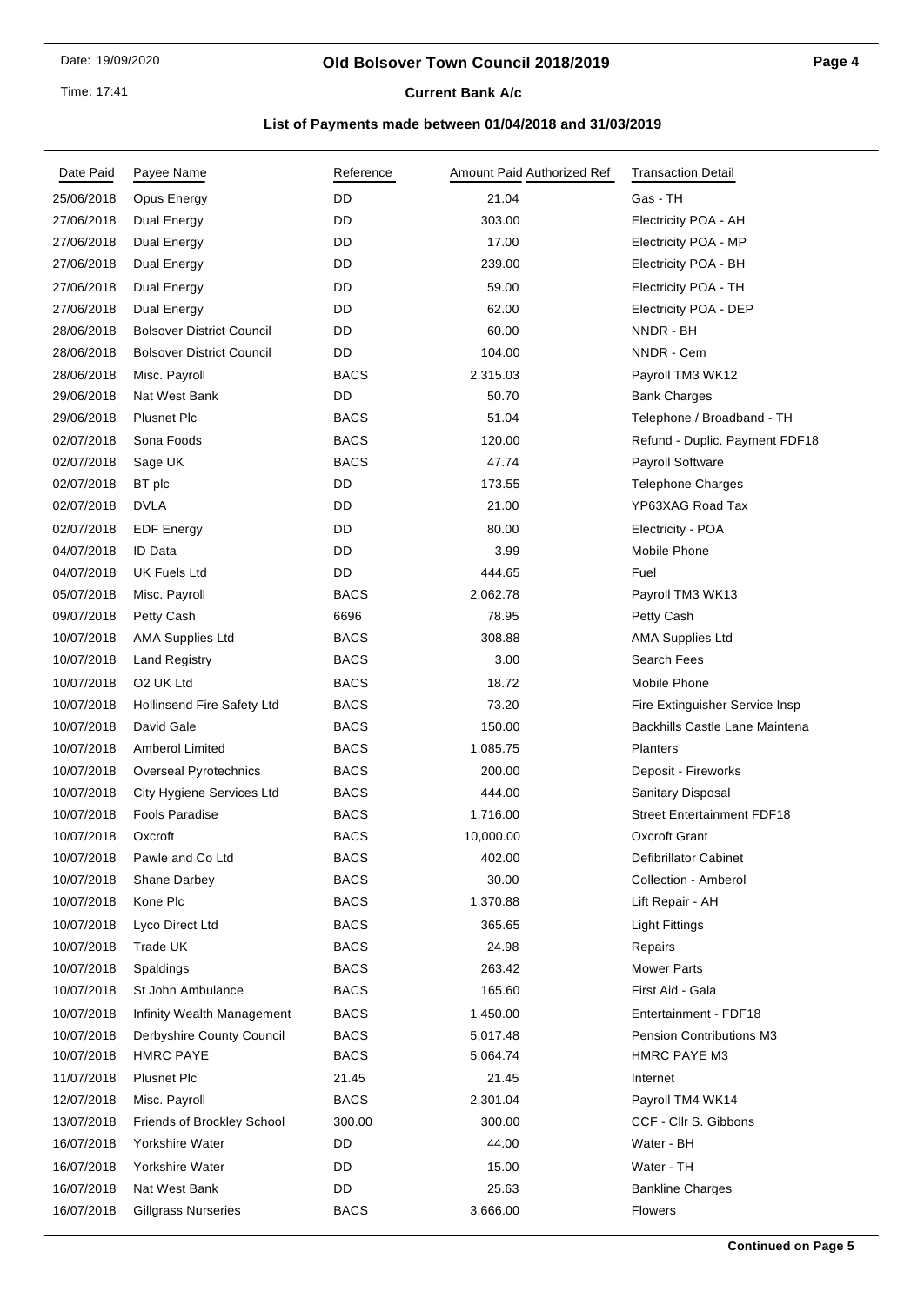# Old Bolsover Town Council 2018/2019

## Current Bank A/c

### List of Payments made between 01/04/2018 and 31/03/2019

| Date Paid | Payee Name | Reference | Amount Paid | Authorized Ref | Transaction Detail |
|---|---|---|---|---|---|
| 25/06/2018 | Opus Energy | DD | 21.04 | | Gas - TH |
| 27/06/2018 | Dual Energy | DD | 303.00 | | Electricity POA - AH |
| 27/06/2018 | Dual Energy | DD | 17.00 | | Electricity POA - MP |
| 27/06/2018 | Dual Energy | DD | 239.00 | | Electricity POA - BH |
| 27/06/2018 | Dual Energy | DD | 59.00 | | Electricity POA - TH |
| 27/06/2018 | Dual Energy | DD | 62.00 | | Electricity POA - DEP |
| 28/06/2018 | Bolsover District Council | DD | 60.00 | | NNDR - BH |
| 28/06/2018 | Bolsover District Council | DD | 104.00 | | NNDR - Cem |
| 28/06/2018 | Misc. Payroll | BACS | 2,315.03 | | Payroll TM3 WK12 |
| 29/06/2018 | Nat West Bank | DD | 50.70 | | Bank Charges |
| 29/06/2018 | Plusnet Plc | BACS | 51.04 | | Telephone / Broadband - TH |
| 02/07/2018 | Sona Foods | BACS | 120.00 | | Refund - Duplic. Payment FDF18 |
| 02/07/2018 | Sage UK | BACS | 47.74 | | Payroll Software |
| 02/07/2018 | BT plc | DD | 173.55 | | Telephone Charges |
| 02/07/2018 | DVLA | DD | 21.00 | | YP63XAG Road Tax |
| 02/07/2018 | EDF Energy | DD | 80.00 | | Electricity - POA |
| 04/07/2018 | ID Data | DD | 3.99 | | Mobile Phone |
| 04/07/2018 | UK Fuels Ltd | DD | 444.65 | | Fuel |
| 05/07/2018 | Misc. Payroll | BACS | 2,062.78 | | Payroll TM3 WK13 |
| 09/07/2018 | Petty Cash | 6696 | 78.95 | | Petty Cash |
| 10/07/2018 | AMA Supplies Ltd | BACS | 308.88 | | AMA Supplies Ltd |
| 10/07/2018 | Land Registry | BACS | 3.00 | | Search Fees |
| 10/07/2018 | O2 UK Ltd | BACS | 18.72 | | Mobile Phone |
| 10/07/2018 | Hollinsend Fire Safety Ltd | BACS | 73.20 | | Fire Extinguisher Service Insp |
| 10/07/2018 | David Gale | BACS | 150.00 | | Backhills Castle Lane Maintena |
| 10/07/2018 | Amberol Limited | BACS | 1,085.75 | | Planters |
| 10/07/2018 | Overseal Pyrotechnics | BACS | 200.00 | | Deposit - Fireworks |
| 10/07/2018 | City Hygiene Services Ltd | BACS | 444.00 | | Sanitary Disposal |
| 10/07/2018 | Fools Paradise | BACS | 1,716.00 | | Street Entertainment FDF18 |
| 10/07/2018 | Oxcroft | BACS | 10,000.00 | | Oxcroft Grant |
| 10/07/2018 | Pawle and Co Ltd | BACS | 402.00 | | Defibrillator Cabinet |
| 10/07/2018 | Shane Darbey | BACS | 30.00 | | Collection - Amberol |
| 10/07/2018 | Kone Plc | BACS | 1,370.88 | | Lift Repair - AH |
| 10/07/2018 | Lyco Direct Ltd | BACS | 365.65 | | Light Fittings |
| 10/07/2018 | Trade UK | BACS | 24.98 | | Repairs |
| 10/07/2018 | Spaldings | BACS | 263.42 | | Mower Parts |
| 10/07/2018 | St John Ambulance | BACS | 165.60 | | First Aid - Gala |
| 10/07/2018 | Infinity Wealth Management | BACS | 1,450.00 | | Entertainment - FDF18 |
| 10/07/2018 | Derbyshire County Council | BACS | 5,017.48 | | Pension Contributions M3 |
| 10/07/2018 | HMRC PAYE | BACS | 5,064.74 | | HMRC PAYE M3 |
| 11/07/2018 | Plusnet Plc | 21.45 | 21.45 | | Internet |
| 12/07/2018 | Misc. Payroll | BACS | 2,301.04 | | Payroll TM4 WK14 |
| 13/07/2018 | Friends of Brockley School | 300.00 | 300.00 | | CCF - Cllr S. Gibbons |
| 16/07/2018 | Yorkshire Water | DD | 44.00 | | Water - BH |
| 16/07/2018 | Yorkshire Water | DD | 15.00 | | Water - TH |
| 16/07/2018 | Nat West Bank | DD | 25.63 | | Bankline Charges |
| 16/07/2018 | Gillgrass Nurseries | BACS | 3,666.00 | | Flowers |

**Continued on Page 5**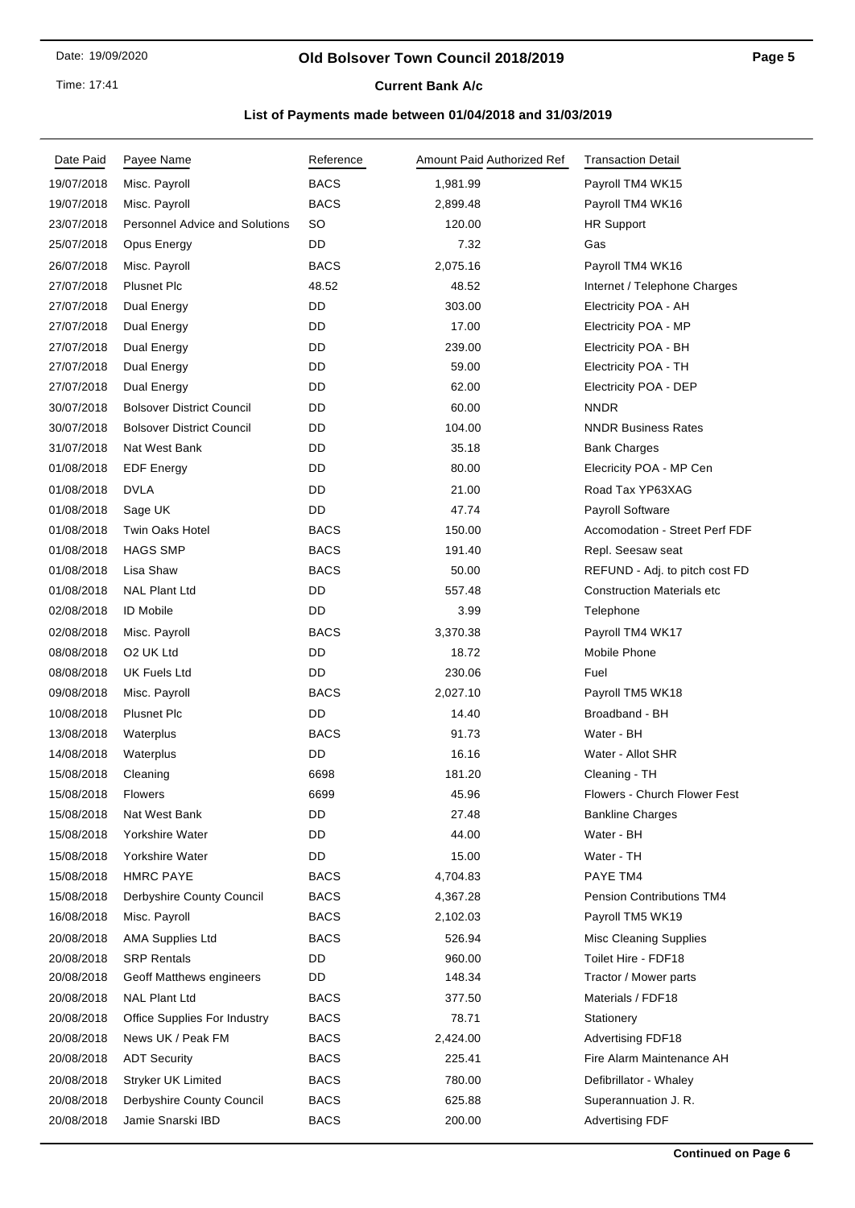# Old Bolsover Town Council 2018/2019

## Current Bank A/c

### List of Payments made between 01/04/2018 and 31/03/2019

| Date Paid | Payee Name | Reference | Amount Paid | Authorized Ref | Transaction Detail |
|---|---|---|---|---|---|
| 19/07/2018 | Misc. Payroll | BACS | 1,981.99 | | Payroll TM4 WK15 |
| 19/07/2018 | Misc. Payroll | BACS | 2,899.48 | | Payroll TM4 WK16 |
| 23/07/2018 | Personnel Advice and Solutions | SO | 120.00 | | HR Support |
| 25/07/2018 | Opus Energy | DD | 7.32 | | Gas |
| 26/07/2018 | Misc. Payroll | BACS | 2,075.16 | | Payroll TM4 WK16 |
| 27/07/2018 | Plusnet Plc | 48.52 | 48.52 | | Internet / Telephone Charges |
| 27/07/2018 | Dual Energy | DD | 303.00 | | Electricity POA - AH |
| 27/07/2018 | Dual Energy | DD | 17.00 | | Electricity POA - MP |
| 27/07/2018 | Dual Energy | DD | 239.00 | | Electricity POA - BH |
| 27/07/2018 | Dual Energy | DD | 59.00 | | Electricity POA - TH |
| 27/07/2018 | Dual Energy | DD | 62.00 | | Electricity POA - DEP |
| 30/07/2018 | Bolsover District Council | DD | 60.00 | | NNDR |
| 30/07/2018 | Bolsover District Council | DD | 104.00 | | NNDR Business Rates |
| 31/07/2018 | Nat West Bank | DD | 35.18 | | Bank Charges |
| 01/08/2018 | EDF Energy | DD | 80.00 | | Elecricity POA - MP Cen |
| 01/08/2018 | DVLA | DD | 21.00 | | Road Tax YP63XAG |
| 01/08/2018 | Sage UK | DD | 47.74 | | Payroll Software |
| 01/08/2018 | Twin Oaks Hotel | BACS | 150.00 | | Accomodation - Street Perf FDF |
| 01/08/2018 | HAGS SMP | BACS | 191.40 | | Repl. Seesaw seat |
| 01/08/2018 | Lisa Shaw | BACS | 50.00 | | REFUND - Adj. to pitch cost FD |
| 01/08/2018 | NAL Plant Ltd | DD | 557.48 | | Construction Materials etc |
| 02/08/2018 | ID Mobile | DD | 3.99 | | Telephone |
| 02/08/2018 | Misc. Payroll | BACS | 3,370.38 | | Payroll TM4 WK17 |
| 08/08/2018 | O2 UK Ltd | DD | 18.72 | | Mobile Phone |
| 08/08/2018 | UK Fuels Ltd | DD | 230.06 | | Fuel |
| 09/08/2018 | Misc. Payroll | BACS | 2,027.10 | | Payroll TM5 WK18 |
| 10/08/2018 | Plusnet Plc | DD | 14.40 | | Broadband - BH |
| 13/08/2018 | Waterplus | BACS | 91.73 | | Water - BH |
| 14/08/2018 | Waterplus | DD | 16.16 | | Water - Allot SHR |
| 15/08/2018 | Cleaning | 6698 | 181.20 | | Cleaning - TH |
| 15/08/2018 | Flowers | 6699 | 45.96 | | Flowers - Church Flower Fest |
| 15/08/2018 | Nat West Bank | DD | 27.48 | | Bankline Charges |
| 15/08/2018 | Yorkshire Water | DD | 44.00 | | Water - BH |
| 15/08/2018 | Yorkshire Water | DD | 15.00 | | Water - TH |
| 15/08/2018 | HMRC PAYE | BACS | 4,704.83 | | PAYE TM4 |
| 15/08/2018 | Derbyshire County Council | BACS | 4,367.28 | | Pension Contributions TM4 |
| 16/08/2018 | Misc. Payroll | BACS | 2,102.03 | | Payroll TM5 WK19 |
| 20/08/2018 | AMA Supplies Ltd | BACS | 526.94 | | Misc Cleaning Supplies |
| 20/08/2018 | SRP Rentals | DD | 960.00 | | Toilet Hire - FDF18 |
| 20/08/2018 | Geoff Matthews engineers | DD | 148.34 | | Tractor / Mower parts |
| 20/08/2018 | NAL Plant Ltd | BACS | 377.50 | | Materials / FDF18 |
| 20/08/2018 | Office Supplies For Industry | BACS | 78.71 | | Stationery |
| 20/08/2018 | News UK / Peak FM | BACS | 2,424.00 | | Advertising FDF18 |
| 20/08/2018 | ADT Security | BACS | 225.41 | | Fire Alarm Maintenance AH |
| 20/08/2018 | Stryker UK Limited | BACS | 780.00 | | Defibrillator - Whaley |
| 20/08/2018 | Derbyshire County Council | BACS | 625.88 | | Superannuation J. R. |
| 20/08/2018 | Jamie Snarski IBD | BACS | 200.00 | | Advertising FDF |

**Continued on Page 6**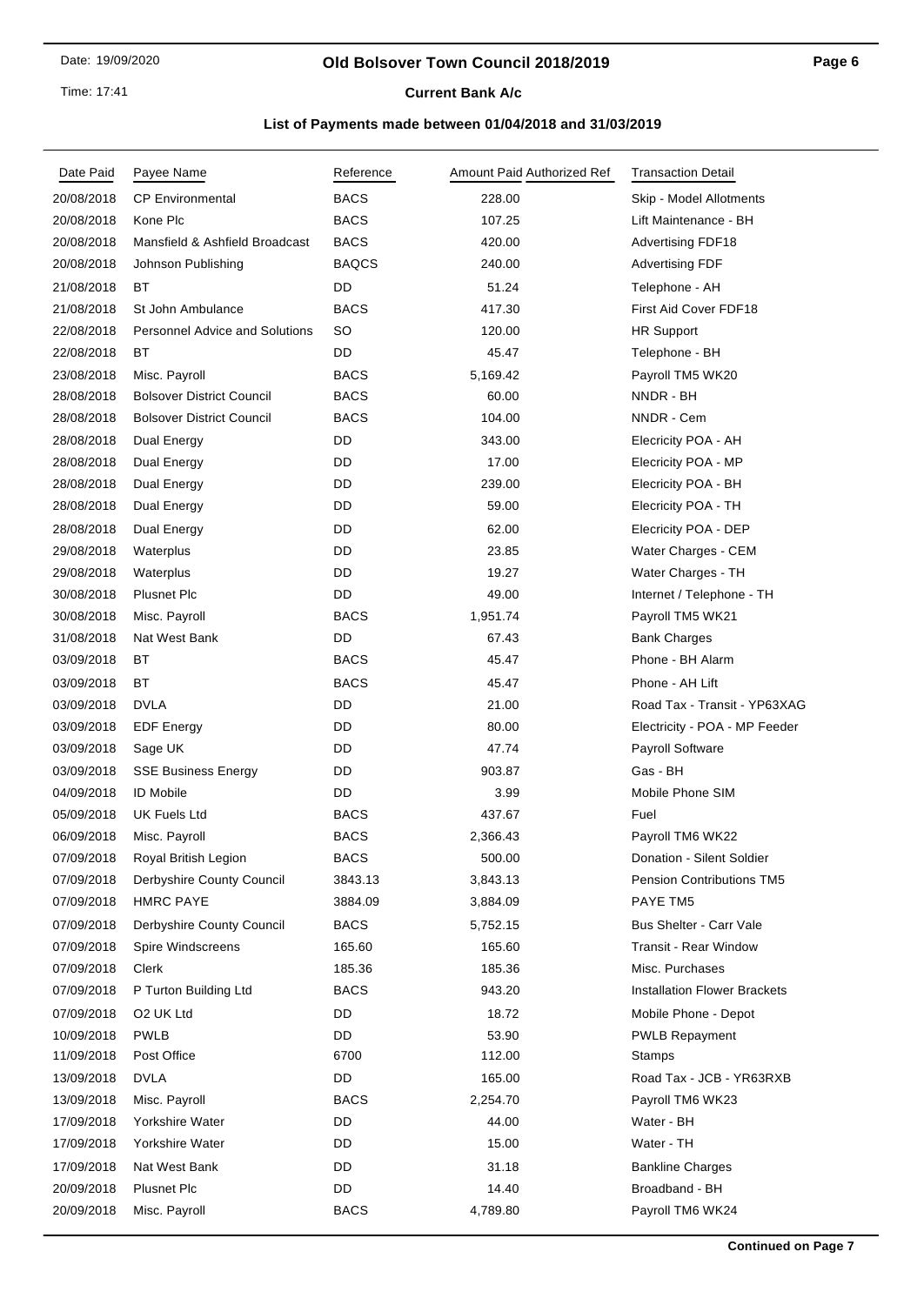# Old Bolsover Town Council 2018/2019

## Current Bank A/c

### List of Payments made between 01/04/2018 and 31/03/2019

| Date Paid | Payee Name | Reference | Amount Paid | Authorized Ref | Transaction Detail |
|---|---|---|---|---|---|
| 20/08/2018 | CP Environmental | BACS | 228.00 | | Skip - Model Allotments |
| 20/08/2018 | Kone Plc | BACS | 107.25 | | Lift Maintenance - BH |
| 20/08/2018 | Mansfield & Ashfield Broadcast | BACS | 420.00 | | Advertising FDF18 |
| 20/08/2018 | Johnson Publishing | BAQCS | 240.00 | | Advertising FDF |
| 21/08/2018 | BT | DD | 51.24 | | Telephone - AH |
| 21/08/2018 | St John Ambulance | BACS | 417.30 | | First Aid Cover FDF18 |
| 22/08/2018 | Personnel Advice and Solutions | SO | 120.00 | | HR Support |
| 22/08/2018 | BT | DD | 45.47 | | Telephone - BH |
| 23/08/2018 | Misc. Payroll | BACS | 5,169.42 | | Payroll TM5 WK20 |
| 28/08/2018 | Bolsover District Council | BACS | 60.00 | | NNDR - BH |
| 28/08/2018 | Bolsover District Council | BACS | 104.00 | | NNDR - Cem |
| 28/08/2018 | Dual Energy | DD | 343.00 | | Elecricity POA - AH |
| 28/08/2018 | Dual Energy | DD | 17.00 | | Elecricity POA - MP |
| 28/08/2018 | Dual Energy | DD | 239.00 | | Elecricity POA - BH |
| 28/08/2018 | Dual Energy | DD | 59.00 | | Elecricity POA - TH |
| 28/08/2018 | Dual Energy | DD | 62.00 | | Elecricity POA - DEP |
| 29/08/2018 | Waterplus | DD | 23.85 | | Water Charges - CEM |
| 29/08/2018 | Waterplus | DD | 19.27 | | Water Charges - TH |
| 30/08/2018 | Plusnet Plc | DD | 49.00 | | Internet / Telephone - TH |
| 30/08/2018 | Misc. Payroll | BACS | 1,951.74 | | Payroll TM5 WK21 |
| 31/08/2018 | Nat West Bank | DD | 67.43 | | Bank Charges |
| 03/09/2018 | BT | BACS | 45.47 | | Phone - BH Alarm |
| 03/09/2018 | BT | BACS | 45.47 | | Phone - AH Lift |
| 03/09/2018 | DVLA | DD | 21.00 | | Road Tax - Transit - YP63XAG |
| 03/09/2018 | EDF Energy | DD | 80.00 | | Electricity - POA - MP Feeder |
| 03/09/2018 | Sage UK | DD | 47.74 | | Payroll Software |
| 03/09/2018 | SSE Business Energy | DD | 903.87 | | Gas - BH |
| 04/09/2018 | ID Mobile | DD | 3.99 | | Mobile Phone SIM |
| 05/09/2018 | UK Fuels Ltd | BACS | 437.67 | | Fuel |
| 06/09/2018 | Misc. Payroll | BACS | 2,366.43 | | Payroll TM6 WK22 |
| 07/09/2018 | Royal British Legion | BACS | 500.00 | | Donation - Silent Soldier |
| 07/09/2018 | Derbyshire County Council | 3843.13 | 3,843.13 | | Pension Contributions TM5 |
| 07/09/2018 | HMRC PAYE | 3884.09 | 3,884.09 | | PAYE TM5 |
| 07/09/2018 | Derbyshire County Council | BACS | 5,752.15 | | Bus Shelter - Carr Vale |
| 07/09/2018 | Spire Windscreens | 165.60 | 165.60 | | Transit - Rear Window |
| 07/09/2018 | Clerk | 185.36 | 185.36 | | Misc. Purchases |
| 07/09/2018 | P Turton Building Ltd | BACS | 943.20 | | Installation Flower Brackets |
| 07/09/2018 | O2 UK Ltd | DD | 18.72 | | Mobile Phone - Depot |
| 10/09/2018 | PWLB | DD | 53.90 | | PWLB Repayment |
| 11/09/2018 | Post Office | 6700 | 112.00 | | Stamps |
| 13/09/2018 | DVLA | DD | 165.00 | | Road Tax - JCB - YR63RXB |
| 13/09/2018 | Misc. Payroll | BACS | 2,254.70 | | Payroll TM6 WK23 |
| 17/09/2018 | Yorkshire Water | DD | 44.00 | | Water - BH |
| 17/09/2018 | Yorkshire Water | DD | 15.00 | | Water - TH |
| 17/09/2018 | Nat West Bank | DD | 31.18 | | Bankline Charges |
| 20/09/2018 | Plusnet Plc | DD | 14.40 | | Broadband - BH |
| 20/09/2018 | Misc. Payroll | BACS | 4,789.80 | | Payroll TM6 WK24 |

**Continued on Page 7**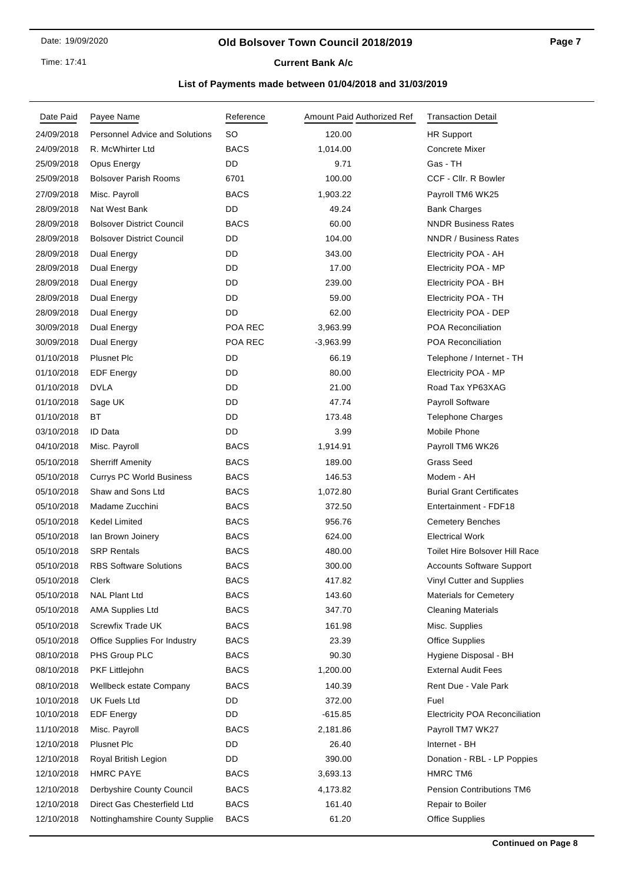# Old Bolsover Town Council 2018/2019

## Current Bank A/c

### List of Payments made between 01/04/2018 and 31/03/2019

| Date Paid | Payee Name | Reference | Amount Paid | Authorized Ref | Transaction Detail |
|---|---|---|---|---|---|
| 24/09/2018 | Personnel Advice and Solutions | SO | 120.00 | | HR Support |
| 24/09/2018 | R. McWhirter Ltd | BACS | 1,014.00 | | Concrete Mixer |
| 25/09/2018 | Opus Energy | DD | 9.71 | | Gas - TH |
| 25/09/2018 | Bolsover Parish Rooms | 6701 | 100.00 | | CCF - Cllr. R Bowler |
| 27/09/2018 | Misc. Payroll | BACS | 1,903.22 | | Payroll TM6 WK25 |
| 28/09/2018 | Nat West Bank | DD | 49.24 | | Bank Charges |
| 28/09/2018 | Bolsover District Council | BACS | 60.00 | | NNDR Business Rates |
| 28/09/2018 | Bolsover District Council | DD | 104.00 | | NNDR / Business Rates |
| 28/09/2018 | Dual Energy | DD | 343.00 | | Electricity POA - AH |
| 28/09/2018 | Dual Energy | DD | 17.00 | | Electricity POA - MP |
| 28/09/2018 | Dual Energy | DD | 239.00 | | Electricity POA - BH |
| 28/09/2018 | Dual Energy | DD | 59.00 | | Electricity POA - TH |
| 28/09/2018 | Dual Energy | DD | 62.00 | | Electricity POA - DEP |
| 30/09/2018 | Dual Energy | POA REC | 3,963.99 | | POA Reconciliation |
| 30/09/2018 | Dual Energy | POA REC | -3,963.99 | | POA Reconciliation |
| 01/10/2018 | Plusnet Plc | DD | 66.19 | | Telephone / Internet - TH |
| 01/10/2018 | EDF Energy | DD | 80.00 | | Electricity POA - MP |
| 01/10/2018 | DVLA | DD | 21.00 | | Road Tax YP63XAG |
| 01/10/2018 | Sage UK | DD | 47.74 | | Payroll Software |
| 01/10/2018 | BT | DD | 173.48 | | Telephone Charges |
| 03/10/2018 | ID Data | DD | 3.99 | | Mobile Phone |
| 04/10/2018 | Misc. Payroll | BACS | 1,914.91 | | Payroll TM6 WK26 |
| 05/10/2018 | Sherriff Amenity | BACS | 189.00 | | Grass Seed |
| 05/10/2018 | Currys PC World Business | BACS | 146.53 | | Modem - AH |
| 05/10/2018 | Shaw and Sons Ltd | BACS | 1,072.80 | | Burial Grant Certificates |
| 05/10/2018 | Madame Zucchini | BACS | 372.50 | | Entertainment - FDF18 |
| 05/10/2018 | Kedel Limited | BACS | 956.76 | | Cemetery Benches |
| 05/10/2018 | Ian Brown Joinery | BACS | 624.00 | | Electrical Work |
| 05/10/2018 | SRP Rentals | BACS | 480.00 | | Toilet Hire Bolsover Hill Race |
| 05/10/2018 | RBS Software Solutions | BACS | 300.00 | | Accounts Software Support |
| 05/10/2018 | Clerk | BACS | 417.82 | | Vinyl Cutter and Supplies |
| 05/10/2018 | NAL Plant Ltd | BACS | 143.60 | | Materials for Cemetery |
| 05/10/2018 | AMA Supplies Ltd | BACS | 347.70 | | Cleaning Materials |
| 05/10/2018 | Screwfix Trade UK | BACS | 161.98 | | Misc. Supplies |
| 05/10/2018 | Office Supplies For Industry | BACS | 23.39 | | Office Supplies |
| 08/10/2018 | PHS Group PLC | BACS | 90.30 | | Hygiene Disposal - BH |
| 08/10/2018 | PKF Littlejohn | BACS | 1,200.00 | | External Audit Fees |
| 08/10/2018 | Wellbeck estate Company | BACS | 140.39 | | Rent Due - Vale Park |
| 10/10/2018 | UK Fuels Ltd | DD | 372.00 | | Fuel |
| 10/10/2018 | EDF Energy | DD | -615.85 | | Electricity POA Reconciliation |
| 11/10/2018 | Misc. Payroll | BACS | 2,181.86 | | Payroll TM7 WK27 |
| 12/10/2018 | Plusnet Plc | DD | 26.40 | | Internet - BH |
| 12/10/2018 | Royal British Legion | DD | 390.00 | | Donation - RBL - LP Poppies |
| 12/10/2018 | HMRC PAYE | BACS | 3,693.13 | | HMRC TM6 |
| 12/10/2018 | Derbyshire County Council | BACS | 4,173.82 | | Pension Contributions TM6 |
| 12/10/2018 | Direct Gas Chesterfield Ltd | BACS | 161.40 | | Repair to Boiler |
| 12/10/2018 | Nottinghamshire County Supplie | BACS | 61.20 | | Office Supplies |

**Continued on Page 8**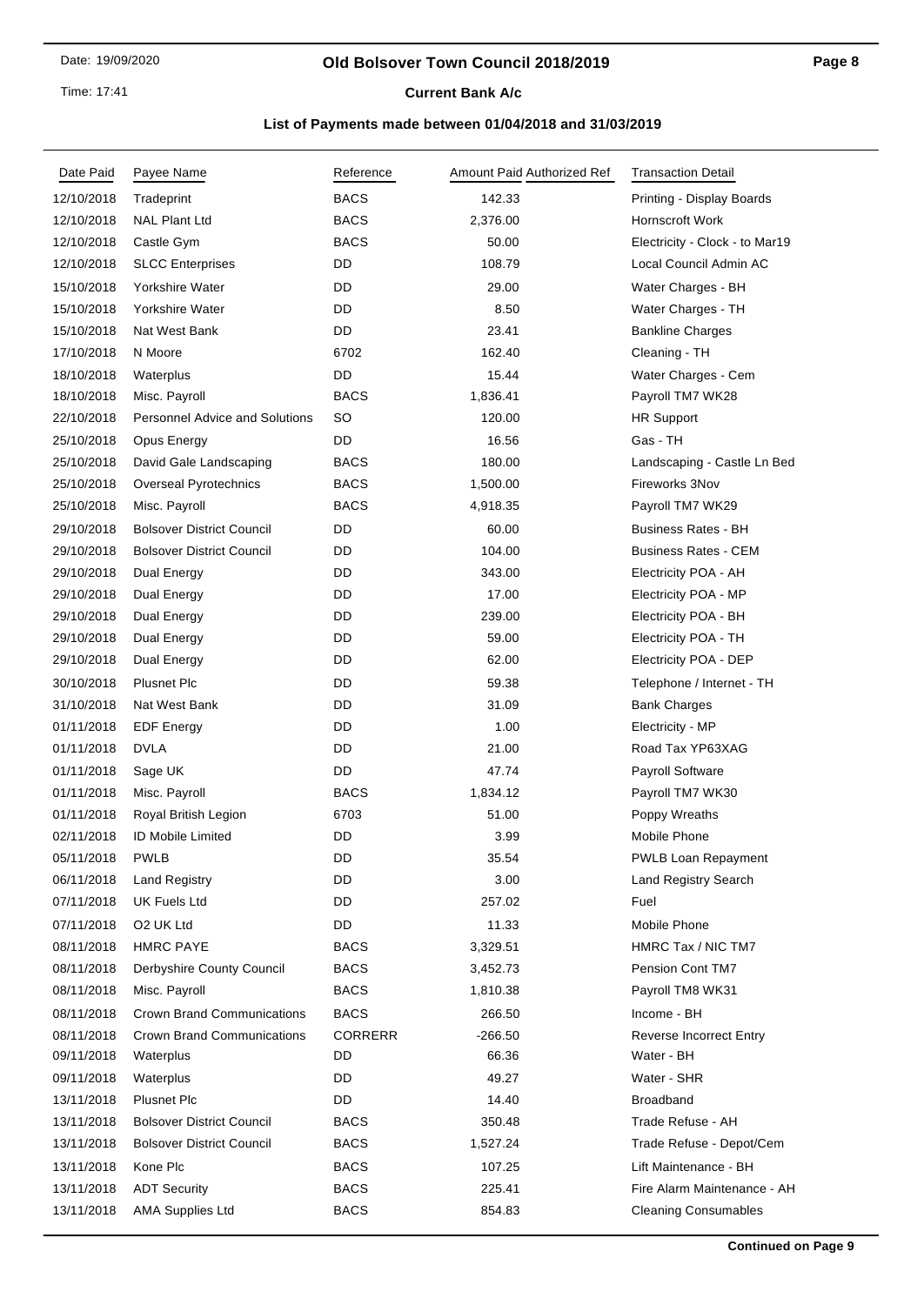# Old Bolsover Town Council 2018/2019

## Current Bank A/c

### List of Payments made between 01/04/2018 and 31/03/2019

| Date Paid | Payee Name | Reference | Amount Paid | Authorized Ref | Transaction Detail |
|---|---|---|---|---|---|
| 12/10/2018 | Tradeprint | BACS | 142.33 | | Printing - Display Boards |
| 12/10/2018 | NAL Plant Ltd | BACS | 2,376.00 | | Hornscroft Work |
| 12/10/2018 | Castle Gym | BACS | 50.00 | | Electricity - Clock - to Mar19 |
| 12/10/2018 | SLCC Enterprises | DD | 108.79 | | Local Council Admin AC |
| 15/10/2018 | Yorkshire Water | DD | 29.00 | | Water Charges - BH |
| 15/10/2018 | Yorkshire Water | DD | 8.50 | | Water Charges - TH |
| 15/10/2018 | Nat West Bank | DD | 23.41 | | Bankline Charges |
| 17/10/2018 | N Moore | 6702 | 162.40 | | Cleaning - TH |
| 18/10/2018 | Waterplus | DD | 15.44 | | Water Charges - Cem |
| 18/10/2018 | Misc. Payroll | BACS | 1,836.41 | | Payroll TM7 WK28 |
| 22/10/2018 | Personnel Advice and Solutions | SO | 120.00 | | HR Support |
| 25/10/2018 | Opus Energy | DD | 16.56 | | Gas - TH |
| 25/10/2018 | David Gale Landscaping | BACS | 180.00 | | Landscaping - Castle Ln Bed |
| 25/10/2018 | Overseal Pyrotechnics | BACS | 1,500.00 | | Fireworks 3Nov |
| 25/10/2018 | Misc. Payroll | BACS | 4,918.35 | | Payroll TM7 WK29 |
| 29/10/2018 | Bolsover District Council | DD | 60.00 | | Business Rates - BH |
| 29/10/2018 | Bolsover District Council | DD | 104.00 | | Business Rates - CEM |
| 29/10/2018 | Dual Energy | DD | 343.00 | | Electricity POA - AH |
| 29/10/2018 | Dual Energy | DD | 17.00 | | Electricity POA - MP |
| 29/10/2018 | Dual Energy | DD | 239.00 | | Electricity POA - BH |
| 29/10/2018 | Dual Energy | DD | 59.00 | | Electricity POA - TH |
| 29/10/2018 | Dual Energy | DD | 62.00 | | Electricity POA - DEP |
| 30/10/2018 | Plusnet Plc | DD | 59.38 | | Telephone / Internet - TH |
| 31/10/2018 | Nat West Bank | DD | 31.09 | | Bank Charges |
| 01/11/2018 | EDF Energy | DD | 1.00 | | Electricity - MP |
| 01/11/2018 | DVLA | DD | 21.00 | | Road Tax YP63XAG |
| 01/11/2018 | Sage UK | DD | 47.74 | | Payroll Software |
| 01/11/2018 | Misc. Payroll | BACS | 1,834.12 | | Payroll TM7 WK30 |
| 01/11/2018 | Royal British Legion | 6703 | 51.00 | | Poppy Wreaths |
| 02/11/2018 | ID Mobile Limited | DD | 3.99 | | Mobile Phone |
| 05/11/2018 | PWLB | DD | 35.54 | | PWLB Loan Repayment |
| 06/11/2018 | Land Registry | DD | 3.00 | | Land Registry Search |
| 07/11/2018 | UK Fuels Ltd | DD | 257.02 | | Fuel |
| 07/11/2018 | O2 UK Ltd | DD | 11.33 | | Mobile Phone |
| 08/11/2018 | HMRC PAYE | BACS | 3,329.51 | | HMRC Tax / NIC TM7 |
| 08/11/2018 | Derbyshire County Council | BACS | 3,452.73 | | Pension Cont TM7 |
| 08/11/2018 | Misc. Payroll | BACS | 1,810.38 | | Payroll TM8 WK31 |
| 08/11/2018 | Crown Brand Communications | BACS | 266.50 | | Income - BH |
| 08/11/2018 | Crown Brand Communications | CORRERR | -266.50 | | Reverse Incorrect Entry |
| 09/11/2018 | Waterplus | DD | 66.36 | | Water - BH |
| 09/11/2018 | Waterplus | DD | 49.27 | | Water - SHR |
| 13/11/2018 | Plusnet Plc | DD | 14.40 | | Broadband |
| 13/11/2018 | Bolsover District Council | BACS | 350.48 | | Trade Refuse - AH |
| 13/11/2018 | Bolsover District Council | BACS | 1,527.24 | | Trade Refuse - Depot/Cem |
| 13/11/2018 | Kone Plc | BACS | 107.25 | | Lift Maintenance - BH |
| 13/11/2018 | ADT Security | BACS | 225.41 | | Fire Alarm Maintenance - AH |
| 13/11/2018 | AMA Supplies Ltd | BACS | 854.83 | | Cleaning Consumables |

**Continued on Page 9**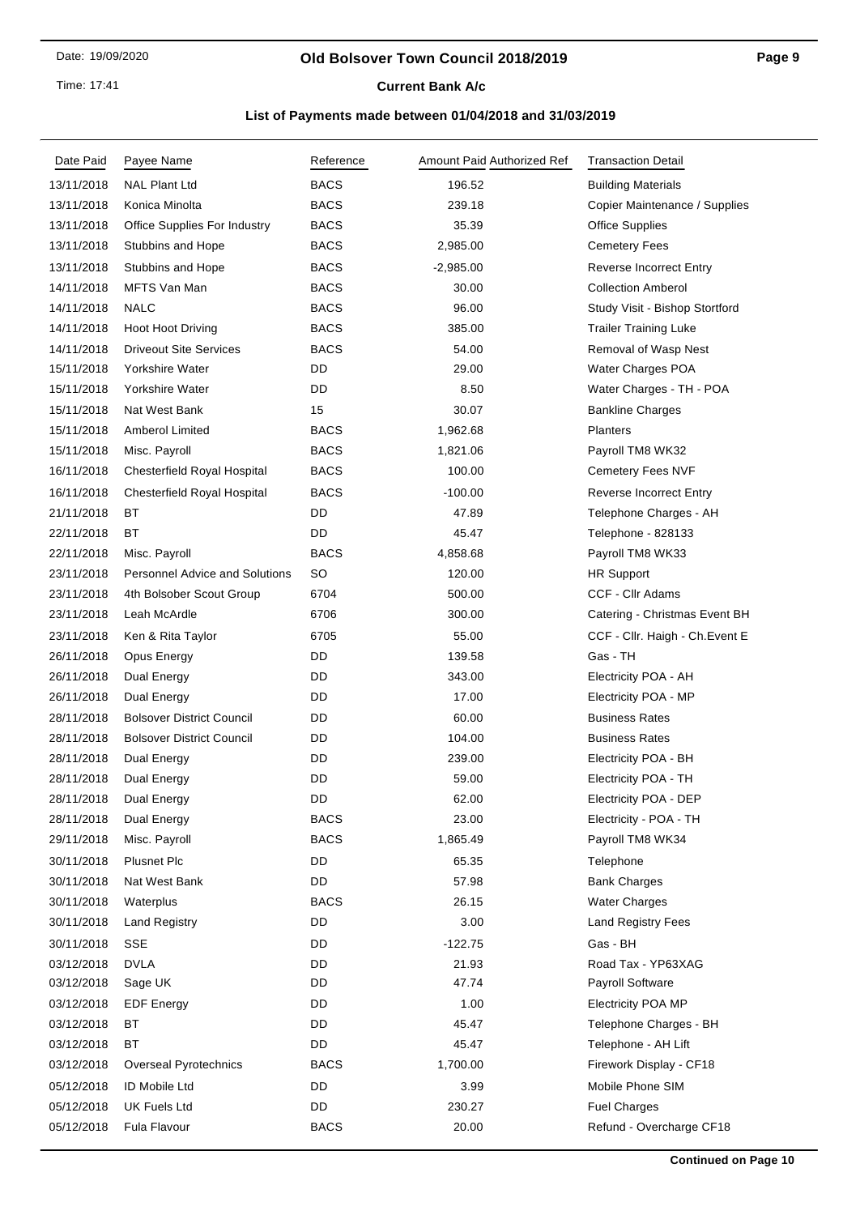# Old Bolsover Town Council 2018/2019

## Current Bank A/c

### List of Payments made between 01/04/2018 and 31/03/2019

| Date Paid | Payee Name | Reference | Amount Paid | Authorized Ref | Transaction Detail |
|---|---|---|---|---|---|
| 13/11/2018 | NAL Plant Ltd | BACS | 196.52 | | Building Materials |
| 13/11/2018 | Konica Minolta | BACS | 239.18 | | Copier Maintenance / Supplies |
| 13/11/2018 | Office Supplies For Industry | BACS | 35.39 | | Office Supplies |
| 13/11/2018 | Stubbins and Hope | BACS | 2,985.00 | | Cemetery Fees |
| 13/11/2018 | Stubbins and Hope | BACS | -2,985.00 | | Reverse Incorrect Entry |
| 14/11/2018 | MFTS Van Man | BACS | 30.00 | | Collection Amberol |
| 14/11/2018 | NALC | BACS | 96.00 | | Study Visit - Bishop Stortford |
| 14/11/2018 | Hoot Hoot Driving | BACS | 385.00 | | Trailer Training Luke |
| 14/11/2018 | Driveout Site Services | BACS | 54.00 | | Removal of Wasp Nest |
| 15/11/2018 | Yorkshire Water | DD | 29.00 | | Water Charges POA |
| 15/11/2018 | Yorkshire Water | DD | 8.50 | | Water Charges - TH - POA |
| 15/11/2018 | Nat West Bank | 15 | 30.07 | | Bankline Charges |
| 15/11/2018 | Amberol Limited | BACS | 1,962.68 | | Planters |
| 15/11/2018 | Misc. Payroll | BACS | 1,821.06 | | Payroll TM8 WK32 |
| 16/11/2018 | Chesterfield Royal Hospital | BACS | 100.00 | | Cemetery Fees NVF |
| 16/11/2018 | Chesterfield Royal Hospital | BACS | -100.00 | | Reverse Incorrect Entry |
| 21/11/2018 | BT | DD | 47.89 | | Telephone Charges - AH |
| 22/11/2018 | BT | DD | 45.47 | | Telephone - 828133 |
| 22/11/2018 | Misc. Payroll | BACS | 4,858.68 | | Payroll TM8 WK33 |
| 23/11/2018 | Personnel Advice and Solutions | SO | 120.00 | | HR Support |
| 23/11/2018 | 4th Bolsober Scout Group | 6704 | 500.00 | | CCF - Cllr Adams |
| 23/11/2018 | Leah McArdle | 6706 | 300.00 | | Catering - Christmas Event BH |
| 23/11/2018 | Ken & Rita Taylor | 6705 | 55.00 | | CCF - Cllr. Haigh - Ch.Event E |
| 26/11/2018 | Opus Energy | DD | 139.58 | | Gas - TH |
| 26/11/2018 | Dual Energy | DD | 343.00 | | Electricity POA - AH |
| 26/11/2018 | Dual Energy | DD | 17.00 | | Electricity POA - MP |
| 28/11/2018 | Bolsover District Council | DD | 60.00 | | Business Rates |
| 28/11/2018 | Bolsover District Council | DD | 104.00 | | Business Rates |
| 28/11/2018 | Dual Energy | DD | 239.00 | | Electricity POA - BH |
| 28/11/2018 | Dual Energy | DD | 59.00 | | Electricity POA - TH |
| 28/11/2018 | Dual Energy | DD | 62.00 | | Electricity POA - DEP |
| 28/11/2018 | Dual Energy | BACS | 23.00 | | Electricity - POA - TH |
| 29/11/2018 | Misc. Payroll | BACS | 1,865.49 | | Payroll TM8 WK34 |
| 30/11/2018 | Plusnet Plc | DD | 65.35 | | Telephone |
| 30/11/2018 | Nat West Bank | DD | 57.98 | | Bank Charges |
| 30/11/2018 | Waterplus | BACS | 26.15 | | Water Charges |
| 30/11/2018 | Land Registry | DD | 3.00 | | Land Registry Fees |
| 30/11/2018 | SSE | DD | -122.75 | | Gas - BH |
| 03/12/2018 | DVLA | DD | 21.93 | | Road Tax - YP63XAG |
| 03/12/2018 | Sage UK | DD | 47.74 | | Payroll Software |
| 03/12/2018 | EDF Energy | DD | 1.00 | | Electricity POA MP |
| 03/12/2018 | BT | DD | 45.47 | | Telephone Charges - BH |
| 03/12/2018 | BT | DD | 45.47 | | Telephone - AH Lift |
| 03/12/2018 | Overseal Pyrotechnics | BACS | 1,700.00 | | Firework Display - CF18 |
| 05/12/2018 | ID Mobile Ltd | DD | 3.99 | | Mobile Phone SIM |
| 05/12/2018 | UK Fuels Ltd | DD | 230.27 | | Fuel Charges |
| 05/12/2018 | Fula Flavour | BACS | 20.00 | | Refund - Overcharge CF18 |

**Continued on Page 10**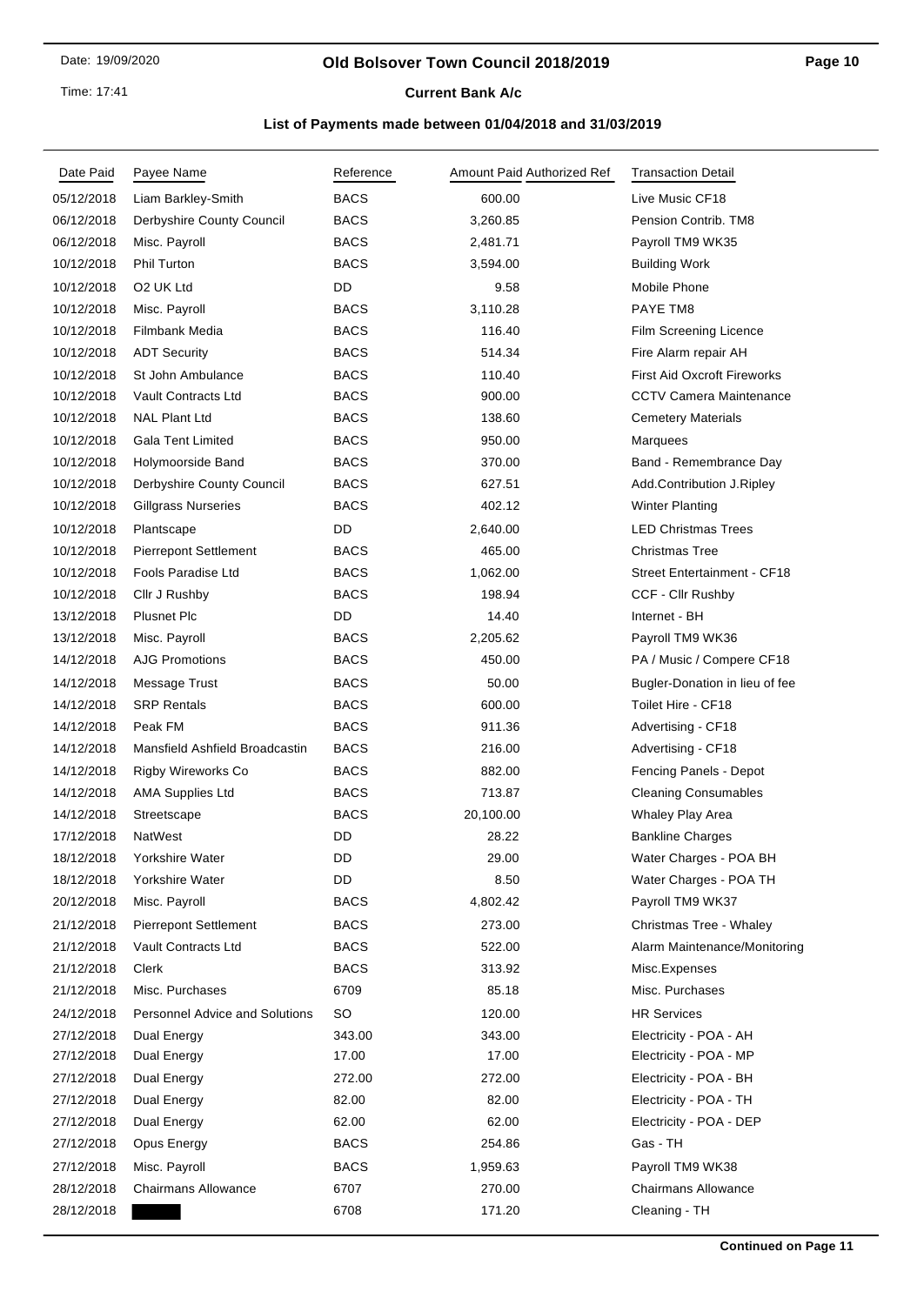# Old Bolsover Town Council 2018/2019

**Current Bank A/c**

**List of Payments made between 01/04/2018 and 31/03/2019**

| Date Paid | Payee Name | Reference | Amount Paid | Authorized Ref | Transaction Detail |
|---|---|---|---|---|---|
| 05/12/2018 | Liam Barkley-Smith | BACS | 600.00 | | Live Music CF18 |
| 06/12/2018 | Derbyshire County Council | BACS | 3,260.85 | | Pension Contrib. TM8 |
| 06/12/2018 | Misc. Payroll | BACS | 2,481.71 | | Payroll TM9 WK35 |
| 10/12/2018 | Phil Turton | BACS | 3,594.00 | | Building Work |
| 10/12/2018 | O2 UK Ltd | DD | 9.58 | | Mobile Phone |
| 10/12/2018 | Misc. Payroll | BACS | 3,110.28 | | PAYE TM8 |
| 10/12/2018 | Filmbank Media | BACS | 116.40 | | Film Screening Licence |
| 10/12/2018 | ADT Security | BACS | 514.34 | | Fire Alarm repair AH |
| 10/12/2018 | St John Ambulance | BACS | 110.40 | | First Aid Oxcroft Fireworks |
| 10/12/2018 | Vault Contracts Ltd | BACS | 900.00 | | CCTV Camera Maintenance |
| 10/12/2018 | NAL Plant Ltd | BACS | 138.60 | | Cemetery Materials |
| 10/12/2018 | Gala Tent Limited | BACS | 950.00 | | Marquees |
| 10/12/2018 | Holymoorside Band | BACS | 370.00 | | Band - Remembrance Day |
| 10/12/2018 | Derbyshire County Council | BACS | 627.51 | | Add.Contribution J.Ripley |
| 10/12/2018 | Gillgrass Nurseries | BACS | 402.12 | | Winter Planting |
| 10/12/2018 | Plantscape | DD | 2,640.00 | | LED Christmas Trees |
| 10/12/2018 | Pierrepont Settlement | BACS | 465.00 | | Christmas Tree |
| 10/12/2018 | Fools Paradise Ltd | BACS | 1,062.00 | | Street Entertainment - CF18 |
| 10/12/2018 | Cllr J Rushby | BACS | 198.94 | | CCF - Cllr Rushby |
| 13/12/2018 | Plusnet Plc | DD | 14.40 | | Internet - BH |
| 13/12/2018 | Misc. Payroll | BACS | 2,205.62 | | Payroll TM9 WK36 |
| 14/12/2018 | AJG Promotions | BACS | 450.00 | | PA / Music / Compere CF18 |
| 14/12/2018 | Message Trust | BACS | 50.00 | | Bugler-Donation in lieu of fee |
| 14/12/2018 | SRP Rentals | BACS | 600.00 | | Toilet Hire - CF18 |
| 14/12/2018 | Peak FM | BACS | 911.36 | | Advertising - CF18 |
| 14/12/2018 | Mansfield Ashfield Broadcastin | BACS | 216.00 | | Advertising - CF18 |
| 14/12/2018 | Rigby Wireworks Co | BACS | 882.00 | | Fencing Panels - Depot |
| 14/12/2018 | AMA Supplies Ltd | BACS | 713.87 | | Cleaning Consumables |
| 14/12/2018 | Streetscape | BACS | 20,100.00 | | Whaley Play Area |
| 17/12/2018 | NatWest | DD | 28.22 | | Bankline Charges |
| 18/12/2018 | Yorkshire Water | DD | 29.00 | | Water Charges - POA BH |
| 18/12/2018 | Yorkshire Water | DD | 8.50 | | Water Charges - POA TH |
| 20/12/2018 | Misc. Payroll | BACS | 4,802.42 | | Payroll TM9 WK37 |
| 21/12/2018 | Pierrepont Settlement | BACS | 273.00 | | Christmas Tree - Whaley |
| 21/12/2018 | Vault Contracts Ltd | BACS | 522.00 | | Alarm Maintenance/Monitoring |
| 21/12/2018 | Clerk | BACS | 313.92 | | Misc.Expenses |
| 21/12/2018 | Misc. Purchases | 6709 | 85.18 | | Misc. Purchases |
| 24/12/2018 | Personnel Advice and Solutions | SO | 120.00 | | HR Services |
| 27/12/2018 | Dual Energy | 343.00 | 343.00 | | Electricity - POA - AH |
| 27/12/2018 | Dual Energy | 17.00 | 17.00 | | Electricity - POA - MP |
| 27/12/2018 | Dual Energy | 272.00 | 272.00 | | Electricity - POA - BH |
| 27/12/2018 | Dual Energy | 82.00 | 82.00 | | Electricity - POA - TH |
| 27/12/2018 | Dual Energy | 62.00 | 62.00 | | Electricity - POA - DEP |
| 27/12/2018 | Opus Energy | BACS | 254.86 | | Gas - TH |
| 27/12/2018 | Misc. Payroll | BACS | 1,959.63 | | Payroll TM9 WK38 |
| 28/12/2018 | Chairmans Allowance | 6707 | 270.00 | | Chairmans Allowance |
| 28/12/2018 | | 6708 | 171.20 | | Cleaning - TH |

**Continued on Page 11**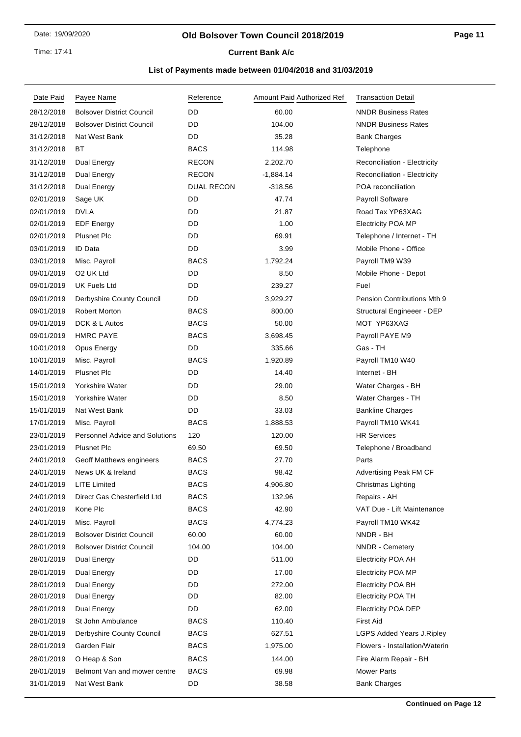# Old Bolsover Town Council 2018/2019

## Current Bank A/c

### List of Payments made between 01/04/2018 and 31/03/2019

| Date Paid | Payee Name | Reference | Amount Paid | Authorized Ref | Transaction Detail |
|---|---|---|---|---|---|
| 28/12/2018 | Bolsover District Council | DD | 60.00 | | NNDR Business Rates |
| 28/12/2018 | Bolsover District Council | DD | 104.00 | | NNDR Business Rates |
| 31/12/2018 | Nat West Bank | DD | 35.28 | | Bank Charges |
| 31/12/2018 | BT | BACS | 114.98 | | Telephone |
| 31/12/2018 | Dual Energy | RECON | 2,202.70 | | Reconciliation - Electricity |
| 31/12/2018 | Dual Energy | RECON | -1,884.14 | | Reconciliation - Electricity |
| 31/12/2018 | Dual Energy | DUAL RECON | -318.56 | | POA reconciliation |
| 02/01/2019 | Sage UK | DD | 47.74 | | Payroll Software |
| 02/01/2019 | DVLA | DD | 21.87 | | Road Tax YP63XAG |
| 02/01/2019 | EDF Energy | DD | 1.00 | | Electricity POA MP |
| 02/01/2019 | Plusnet Plc | DD | 69.91 | | Telephone / Internet - TH |
| 03/01/2019 | ID Data | DD | 3.99 | | Mobile Phone - Office |
| 03/01/2019 | Misc. Payroll | BACS | 1,792.24 | | Payroll TM9 W39 |
| 09/01/2019 | O2 UK Ltd | DD | 8.50 | | Mobile Phone - Depot |
| 09/01/2019 | UK Fuels Ltd | DD | 239.27 | | Fuel |
| 09/01/2019 | Derbyshire County Council | DD | 3,929.27 | | Pension Contributions Mth 9 |
| 09/01/2019 | Robert Morton | BACS | 800.00 | | Structural Engineeer - DEP |
| 09/01/2019 | DCK & L Autos | BACS | 50.00 | | MOT YP63XAG |
| 09/01/2019 | HMRC PAYE | BACS | 3,698.45 | | Payroll PAYE M9 |
| 10/01/2019 | Opus Energy | DD | 335.66 | | Gas - TH |
| 10/01/2019 | Misc. Payroll | BACS | 1,920.89 | | Payroll TM10 W40 |
| 14/01/2019 | Plusnet Plc | DD | 14.40 | | Internet - BH |
| 15/01/2019 | Yorkshire Water | DD | 29.00 | | Water Charges - BH |
| 15/01/2019 | Yorkshire Water | DD | 8.50 | | Water Charges - TH |
| 15/01/2019 | Nat West Bank | DD | 33.03 | | Bankline Charges |
| 17/01/2019 | Misc. Payroll | BACS | 1,888.53 | | Payroll TM10 WK41 |
| 23/01/2019 | Personnel Advice and Solutions | 120 | 120.00 | | HR Services |
| 23/01/2019 | Plusnet Plc | 69.50 | 69.50 | | Telephone / Broadband |
| 24/01/2019 | Geoff Matthews engineers | BACS | 27.70 | | Parts |
| 24/01/2019 | News UK & Ireland | BACS | 98.42 | | Advertising Peak FM CF |
| 24/01/2019 | LITE Limited | BACS | 4,906.80 | | Christmas Lighting |
| 24/01/2019 | Direct Gas Chesterfield Ltd | BACS | 132.96 | | Repairs - AH |
| 24/01/2019 | Kone Plc | BACS | 42.90 | | VAT Due - Lift Maintenance |
| 24/01/2019 | Misc. Payroll | BACS | 4,774.23 | | Payroll TM10 WK42 |
| 28/01/2019 | Bolsover District Council | 60.00 | 60.00 | | NNDR - BH |
| 28/01/2019 | Bolsover District Council | 104.00 | 104.00 | | NNDR - Cemetery |
| 28/01/2019 | Dual Energy | DD | 511.00 | | Electricity POA AH |
| 28/01/2019 | Dual Energy | DD | 17.00 | | Electricity POA MP |
| 28/01/2019 | Dual Energy | DD | 272.00 | | Electricity POA BH |
| 28/01/2019 | Dual Energy | DD | 82.00 | | Electricity POA TH |
| 28/01/2019 | Dual Energy | DD | 62.00 | | Electricity POA DEP |
| 28/01/2019 | St John Ambulance | BACS | 110.40 | | First Aid |
| 28/01/2019 | Derbyshire County Council | BACS | 627.51 | | LGPS Added Years J.Ripley |
| 28/01/2019 | Garden Flair | BACS | 1,975.00 | | Flowers - Installation/Waterin |
| 28/01/2019 | O Heap & Son | BACS | 144.00 | | Fire Alarm Repair - BH |
| 28/01/2019 | Belmont Van and mower centre | BACS | 69.98 | | Mower Parts |
| 31/01/2019 | Nat West Bank | DD | 38.58 | | Bank Charges |

**Continued on Page 12**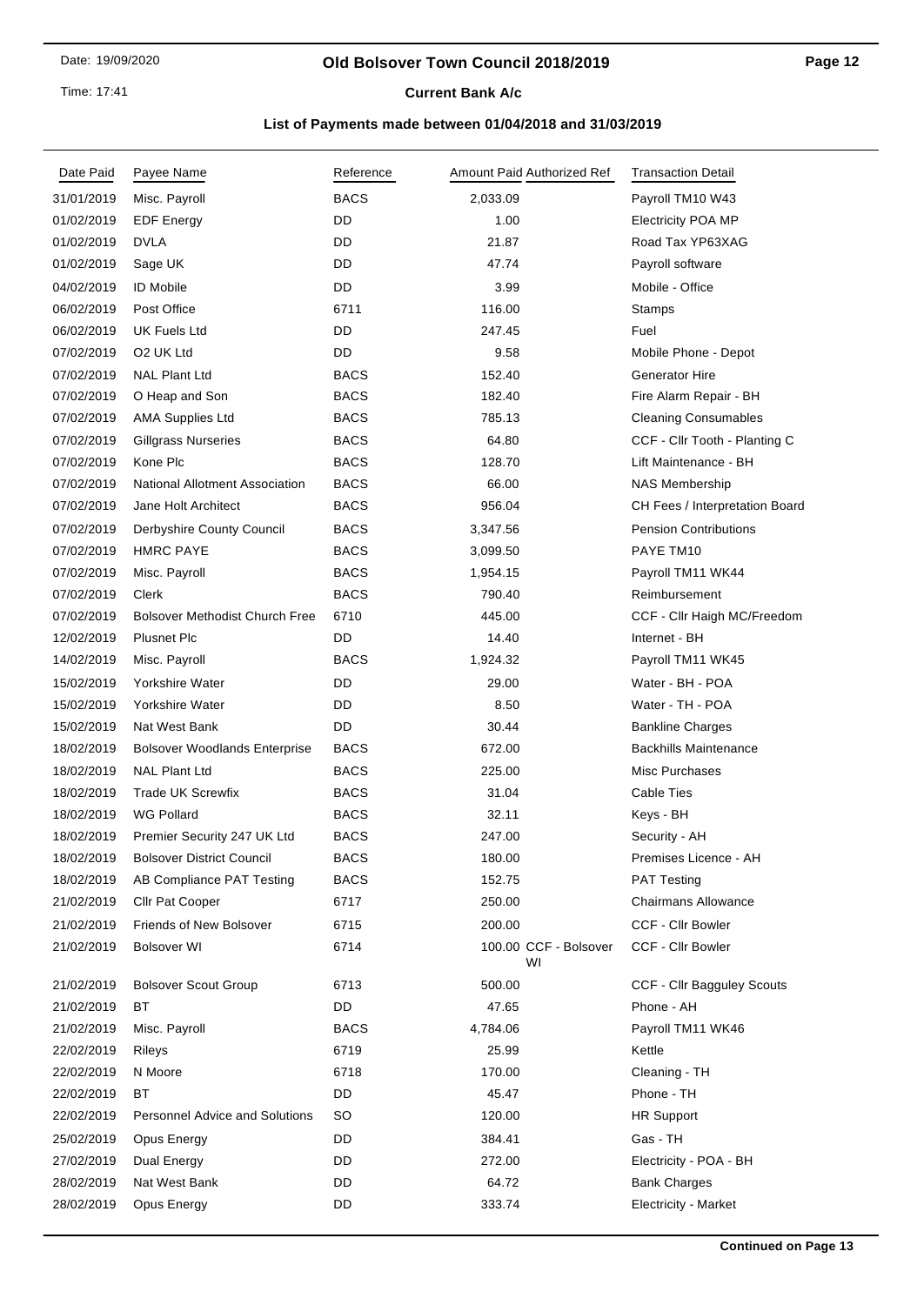# Old Bolsover Town Council 2018/2019

## Current Bank A/c

### List of Payments made between 01/04/2018 and 31/03/2019

| Date Paid | Payee Name | Reference | Amount Paid | Authorized Ref | Transaction Detail |
|---|---|---|---|---|---|
| 31/01/2019 | Misc. Payroll | BACS | 2,033.09 | | Payroll TM10 W43 |
| 01/02/2019 | EDF Energy | DD | 1.00 | | Electricity POA MP |
| 01/02/2019 | DVLA | DD | 21.87 | | Road Tax YP63XAG |
| 01/02/2019 | Sage UK | DD | 47.74 | | Payroll software |
| 04/02/2019 | ID Mobile | DD | 3.99 | | Mobile - Office |
| 06/02/2019 | Post Office | 6711 | 116.00 | | Stamps |
| 06/02/2019 | UK Fuels Ltd | DD | 247.45 | | Fuel |
| 07/02/2019 | O2 UK Ltd | DD | 9.58 | | Mobile Phone - Depot |
| 07/02/2019 | NAL Plant Ltd | BACS | 152.40 | | Generator Hire |
| 07/02/2019 | O Heap and Son | BACS | 182.40 | | Fire Alarm Repair - BH |
| 07/02/2019 | AMA Supplies Ltd | BACS | 785.13 | | Cleaning Consumables |
| 07/02/2019 | Gillgrass Nurseries | BACS | 64.80 | | CCF - Cllr Tooth - Planting C |
| 07/02/2019 | Kone Plc | BACS | 128.70 | | Lift Maintenance - BH |
| 07/02/2019 | National Allotment Association | BACS | 66.00 | | NAS Membership |
| 07/02/2019 | Jane Holt Architect | BACS | 956.04 | | CH Fees / Interpretation Board |
| 07/02/2019 | Derbyshire County Council | BACS | 3,347.56 | | Pension Contributions |
| 07/02/2019 | HMRC PAYE | BACS | 3,099.50 | | PAYE TM10 |
| 07/02/2019 | Misc. Payroll | BACS | 1,954.15 | | Payroll TM11 WK44 |
| 07/02/2019 | Clerk | BACS | 790.40 | | Reimbursement |
| 07/02/2019 | Bolsover Methodist Church Free | 6710 | 445.00 | | CCF - Cllr Haigh MC/Freedom |
| 12/02/2019 | Plusnet Plc | DD | 14.40 | | Internet - BH |
| 14/02/2019 | Misc. Payroll | BACS | 1,924.32 | | Payroll TM11 WK45 |
| 15/02/2019 | Yorkshire Water | DD | 29.00 | | Water - BH - POA |
| 15/02/2019 | Yorkshire Water | DD | 8.50 | | Water - TH - POA |
| 15/02/2019 | Nat West Bank | DD | 30.44 | | Bankline Charges |
| 18/02/2019 | Bolsover Woodlands Enterprise | BACS | 672.00 | | Backhills Maintenance |
| 18/02/2019 | NAL Plant Ltd | BACS | 225.00 | | Misc Purchases |
| 18/02/2019 | Trade UK Screwfix | BACS | 31.04 | | Cable Ties |
| 18/02/2019 | WG Pollard | BACS | 32.11 | | Keys - BH |
| 18/02/2019 | Premier Security 247 UK Ltd | BACS | 247.00 | | Security - AH |
| 18/02/2019 | Bolsover District Council | BACS | 180.00 | | Premises Licence - AH |
| 18/02/2019 | AB Compliance PAT Testing | BACS | 152.75 | | PAT Testing |
| 21/02/2019 | Cllr Pat Cooper | 6717 | 250.00 | | Chairmans Allowance |
| 21/02/2019 | Friends of New Bolsover | 6715 | 200.00 | | CCF - Cllr Bowler |
| 21/02/2019 | Bolsover WI | 6714 | 100.00 | CCF - Bolsover WI | CCF - Cllr Bowler |
| 21/02/2019 | Bolsover Scout Group | 6713 | 500.00 | | CCF - Cllr Bagguley Scouts |
| 21/02/2019 | BT | DD | 47.65 | | Phone - AH |
| 21/02/2019 | Misc. Payroll | BACS | 4,784.06 | | Payroll TM11 WK46 |
| 22/02/2019 | Rileys | 6719 | 25.99 | | Kettle |
| 22/02/2019 | N Moore | 6718 | 170.00 | | Cleaning - TH |
| 22/02/2019 | BT | DD | 45.47 | | Phone - TH |
| 22/02/2019 | Personnel Advice and Solutions | SO | 120.00 | | HR Support |
| 25/02/2019 | Opus Energy | DD | 384.41 | | Gas - TH |
| 27/02/2019 | Dual Energy | DD | 272.00 | | Electricity - POA - BH |
| 28/02/2019 | Nat West Bank | DD | 64.72 | | Bank Charges |
| 28/02/2019 | Opus Energy | DD | 333.74 | | Electricity - Market |

**Continued on Page 13**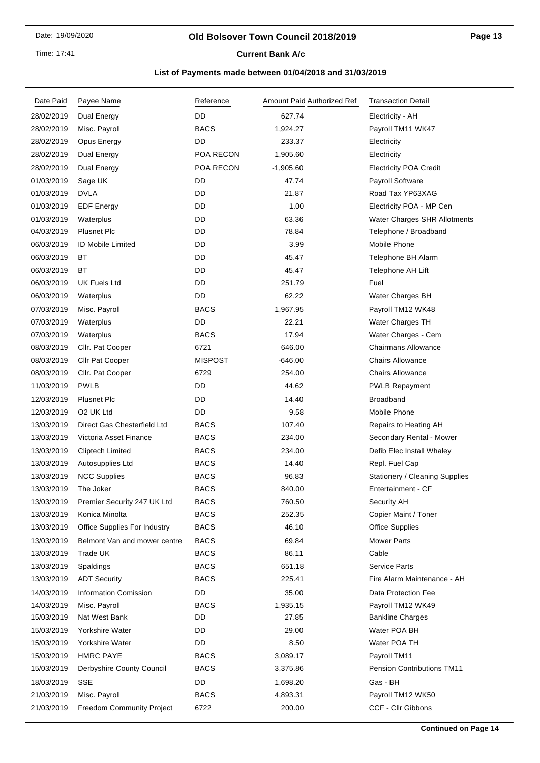# Old Bolsover Town Council 2018/2019

## Current Bank A/c

### List of Payments made between 01/04/2018 and 31/03/2019

| Date Paid | Payee Name | Reference | Amount Paid | Authorized Ref | Transaction Detail |
|---|---|---|---|---|---|
| 28/02/2019 | Dual Energy | DD | 627.74 | | Electricity - AH |
| 28/02/2019 | Misc. Payroll | BACS | 1,924.27 | | Payroll TM11 WK47 |
| 28/02/2019 | Opus Energy | DD | 233.37 | | Electricity |
| 28/02/2019 | Dual Energy | POA RECON | 1,905.60 | | Electricity |
| 28/02/2019 | Dual Energy | POA RECON | -1,905.60 | | Electricity POA Credit |
| 01/03/2019 | Sage UK | DD | 47.74 | | Payroll Software |
| 01/03/2019 | DVLA | DD | 21.87 | | Road Tax YP63XAG |
| 01/03/2019 | EDF Energy | DD | 1.00 | | Electricity POA - MP Cen |
| 01/03/2019 | Waterplus | DD | 63.36 | | Water Charges SHR Allotments |
| 04/03/2019 | Plusnet Plc | DD | 78.84 | | Telephone / Broadband |
| 06/03/2019 | ID Mobile Limited | DD | 3.99 | | Mobile Phone |
| 06/03/2019 | BT | DD | 45.47 | | Telephone BH Alarm |
| 06/03/2019 | BT | DD | 45.47 | | Telephone AH Lift |
| 06/03/2019 | UK Fuels Ltd | DD | 251.79 | | Fuel |
| 06/03/2019 | Waterplus | DD | 62.22 | | Water Charges BH |
| 07/03/2019 | Misc. Payroll | BACS | 1,967.95 | | Payroll TM12 WK48 |
| 07/03/2019 | Waterplus | DD | 22.21 | | Water Charges TH |
| 07/03/2019 | Waterplus | BACS | 17.94 | | Water Charges - Cem |
| 08/03/2019 | Cllr. Pat Cooper | 6721 | 646.00 | | Chairmans Allowance |
| 08/03/2019 | Cllr Pat Cooper | MISPOST | -646.00 | | Chairs Allowance |
| 08/03/2019 | Cllr. Pat Cooper | 6729 | 254.00 | | Chairs Allowance |
| 11/03/2019 | PWLB | DD | 44.62 | | PWLB Repayment |
| 12/03/2019 | Plusnet Plc | DD | 14.40 | | Broadband |
| 12/03/2019 | O2 UK Ltd | DD | 9.58 | | Mobile Phone |
| 13/03/2019 | Direct Gas Chesterfield Ltd | BACS | 107.40 | | Repairs to Heating AH |
| 13/03/2019 | Victoria Asset Finance | BACS | 234.00 | | Secondary Rental - Mower |
| 13/03/2019 | Cliptech Limited | BACS | 234.00 | | Defib Elec Install Whaley |
| 13/03/2019 | Autosupplies Ltd | BACS | 14.40 | | Repl. Fuel Cap |
| 13/03/2019 | NCC Supplies | BACS | 96.83 | | Stationery / Cleaning Supplies |
| 13/03/2019 | The Joker | BACS | 840.00 | | Entertainment - CF |
| 13/03/2019 | Premier Security 247 UK Ltd | BACS | 760.50 | | Security AH |
| 13/03/2019 | Konica Minolta | BACS | 252.35 | | Copier Maint / Toner |
| 13/03/2019 | Office Supplies For Industry | BACS | 46.10 | | Office Supplies |
| 13/03/2019 | Belmont Van and mower centre | BACS | 69.84 | | Mower Parts |
| 13/03/2019 | Trade UK | BACS | 86.11 | | Cable |
| 13/03/2019 | Spaldings | BACS | 651.18 | | Service Parts |
| 13/03/2019 | ADT Security | BACS | 225.41 | | Fire Alarm Maintenance - AH |
| 14/03/2019 | Information Comission | DD | 35.00 | | Data Protection Fee |
| 14/03/2019 | Misc. Payroll | BACS | 1,935.15 | | Payroll TM12 WK49 |
| 15/03/2019 | Nat West Bank | DD | 27.85 | | Bankline Charges |
| 15/03/2019 | Yorkshire Water | DD | 29.00 | | Water POA BH |
| 15/03/2019 | Yorkshire Water | DD | 8.50 | | Water POA TH |
| 15/03/2019 | HMRC PAYE | BACS | 3,089.17 | | Payroll TM11 |
| 15/03/2019 | Derbyshire County Council | BACS | 3,375.86 | | Pension Contributions TM11 |
| 18/03/2019 | SSE | DD | 1,698.20 | | Gas - BH |
| 21/03/2019 | Misc. Payroll | BACS | 4,893.31 | | Payroll TM12 WK50 |
| 21/03/2019 | Freedom Community Project | 6722 | 200.00 | | CCF - Cllr Gibbons |

**Continued on Page 14**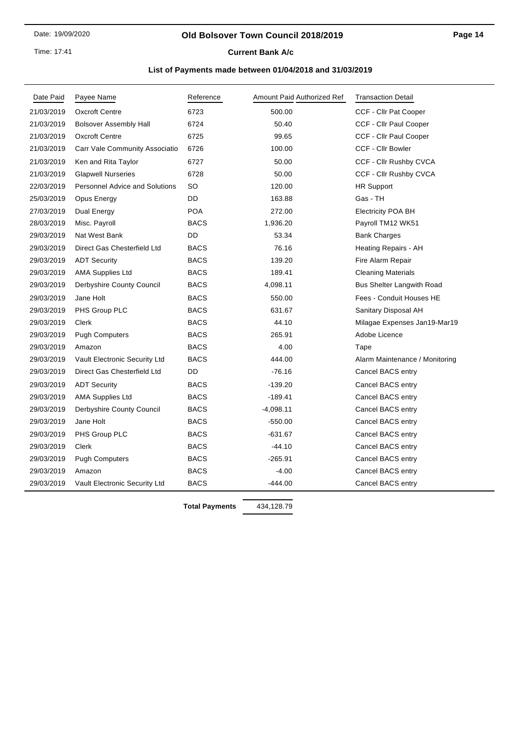# Old Bolsover Town Council 2018/2019

## Current Bank A/c

### List of Payments made between 01/04/2018 and 31/03/2019

| Date Paid | Payee Name | Reference | Amount Paid | Authorized Ref | Transaction Detail |
|---|---|---|---|---|---|
| 21/03/2019 | Oxcroft Centre | 6723 | 500.00 | | CCF - Cllr Pat Cooper |
| 21/03/2019 | Bolsover Assembly Hall | 6724 | 50.40 | | CCF - Cllr Paul Cooper |
| 21/03/2019 | Oxcroft Centre | 6725 | 99.65 | | CCF - Cllr Paul Cooper |
| 21/03/2019 | Carr Vale Community Associatio | 6726 | 100.00 | | CCF - Cllr Bowler |
| 21/03/2019 | Ken and Rita Taylor | 6727 | 50.00 | | CCF - Cllr Rushby CVCA |
| 21/03/2019 | Glapwell Nurseries | 6728 | 50.00 | | CCF - Cllr Rushby CVCA |
| 22/03/2019 | Personnel Advice and Solutions | SO | 120.00 | | HR Support |
| 25/03/2019 | Opus Energy | DD | 163.88 | | Gas - TH |
| 27/03/2019 | Dual Energy | POA | 272.00 | | Electricity POA BH |
| 28/03/2019 | Misc. Payroll | BACS | 1,936.20 | | Payroll TM12 WK51 |
| 29/03/2019 | Nat West Bank | DD | 53.34 | | Bank Charges |
| 29/03/2019 | Direct Gas Chesterfield Ltd | BACS | 76.16 | | Heating Repairs - AH |
| 29/03/2019 | ADT Security | BACS | 139.20 | | Fire Alarm Repair |
| 29/03/2019 | AMA Supplies Ltd | BACS | 189.41 | | Cleaning Materials |
| 29/03/2019 | Derbyshire County Council | BACS | 4,098.11 | | Bus Shelter Langwith Road |
| 29/03/2019 | Jane Holt | BACS | 550.00 | | Fees - Conduit Houses HE |
| 29/03/2019 | PHS Group PLC | BACS | 631.67 | | Sanitary Disposal AH |
| 29/03/2019 | Clerk | BACS | 44.10 | | Milagae Expenses Jan19-Mar19 |
| 29/03/2019 | Pugh Computers | BACS | 265.91 | | Adobe Licence |
| 29/03/2019 | Amazon | BACS | 4.00 | | Tape |
| 29/03/2019 | Vault Electronic Security Ltd | BACS | 444.00 | | Alarm Maintenance / Monitoring |
| 29/03/2019 | Direct Gas Chesterfield Ltd | DD | -76.16 | | Cancel BACS entry |
| 29/03/2019 | ADT Security | BACS | -139.20 | | Cancel BACS entry |
| 29/03/2019 | AMA Supplies Ltd | BACS | -189.41 | | Cancel BACS entry |
| 29/03/2019 | Derbyshire County Council | BACS | -4,098.11 | | Cancel BACS entry |
| 29/03/2019 | Jane Holt | BACS | -550.00 | | Cancel BACS entry |
| 29/03/2019 | PHS Group PLC | BACS | -631.67 | | Cancel BACS entry |
| 29/03/2019 | Clerk | BACS | -44.10 | | Cancel BACS entry |
| 29/03/2019 | Pugh Computers | BACS | -265.91 | | Cancel BACS entry |
| 29/03/2019 | Amazon | BACS | -4.00 | | Cancel BACS entry |
| 29/03/2019 | Vault Electronic Security Ltd | BACS | -444.00 | | Cancel BACS entry |
| | | **Total Payments** | 434,128.79 | | |